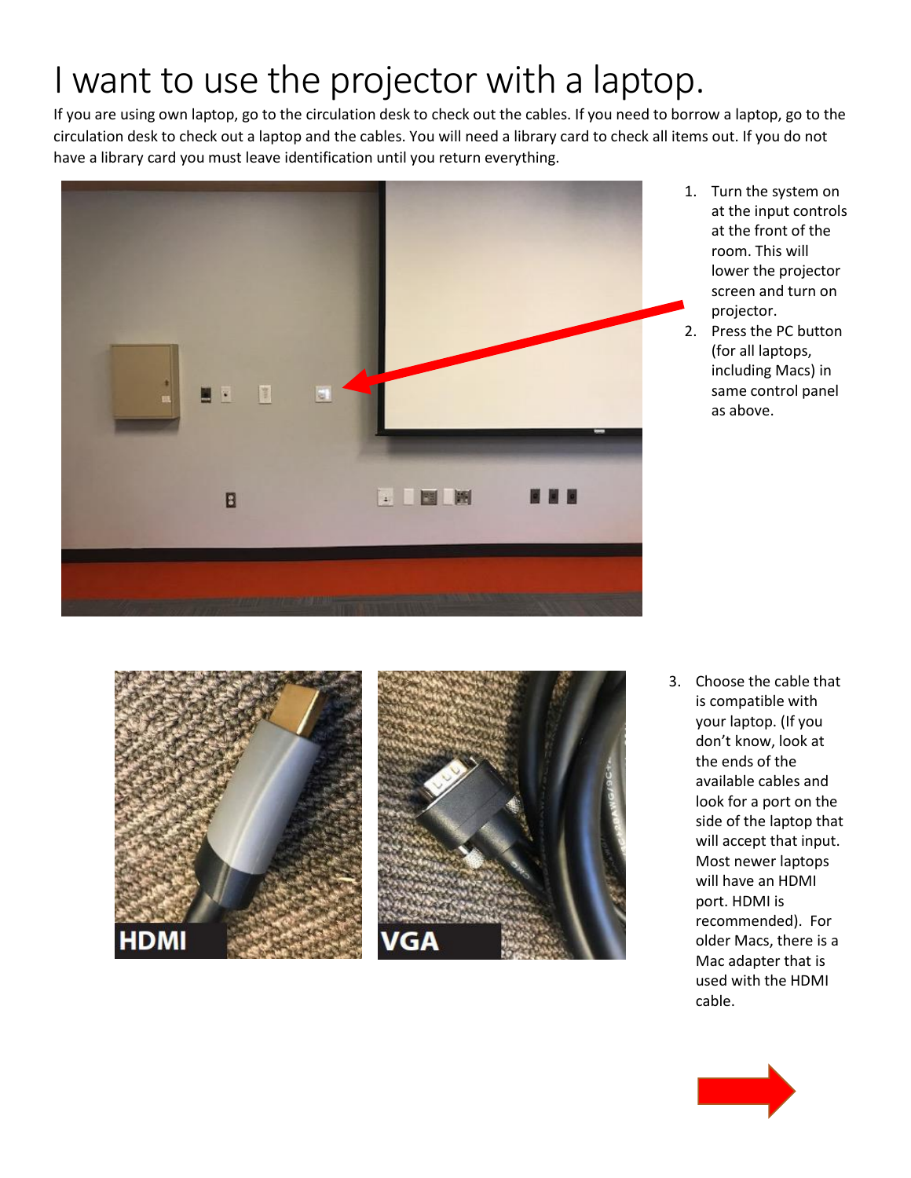# I want to use the projector with a laptop.

If you are using own laptop, go to the circulation desk to check out the cables. If you need to borrow a laptop, go to the circulation desk to check out a laptop and the cables. You will need a library card to check all items out. If you do not have a library card you must leave identification until you return everything.

1. Turn the system on at the input controls at the front of the room. This will lower the projector screen and turn on projector.
2. Press the PC button (for all laptops, including Macs) in same control panel as above.

HDMI

VGA

3. Choose the cable that is compatible with your laptop. (If you don't know, look at the ends of the available cables and look for a port on the side of the laptop that will accept that input. Most newer laptops will have an HDMI port. HDMI is recommended). For older Macs, there is a Mac adapter that is used with the HDMI cable.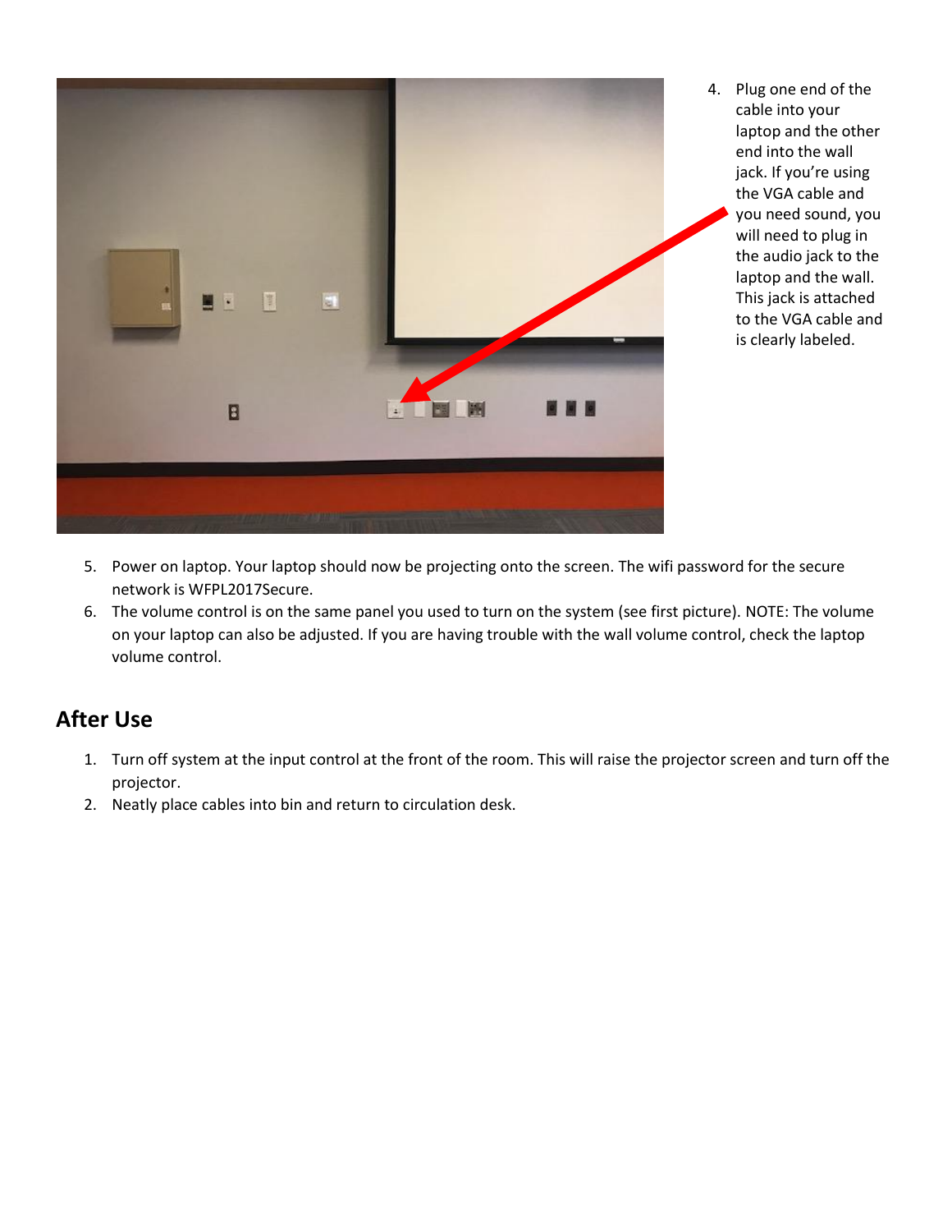4. Plug one end of the cable into your laptop and the other end into the wall jack. If you're using the VGA cable and you need sound, you will need to plug in the audio jack to the laptop and the wall. This jack is attached to the VGA cable and is clearly labeled.
5. Power on laptop. Your laptop should now be projecting onto the screen. The wifi password for the secure network is WFPL2017Secure.
6. The volume control is on the same panel you used to turn on the system (see first picture). NOTE: The volume on your laptop can also be adjusted. If you are having trouble with the wall volume control, check the laptop volume control.

## After Use

1. Turn off system at the input control at the front of the room. This will raise the projector screen and turn off the projector.
2. Neatly place cables into bin and return to circulation desk.